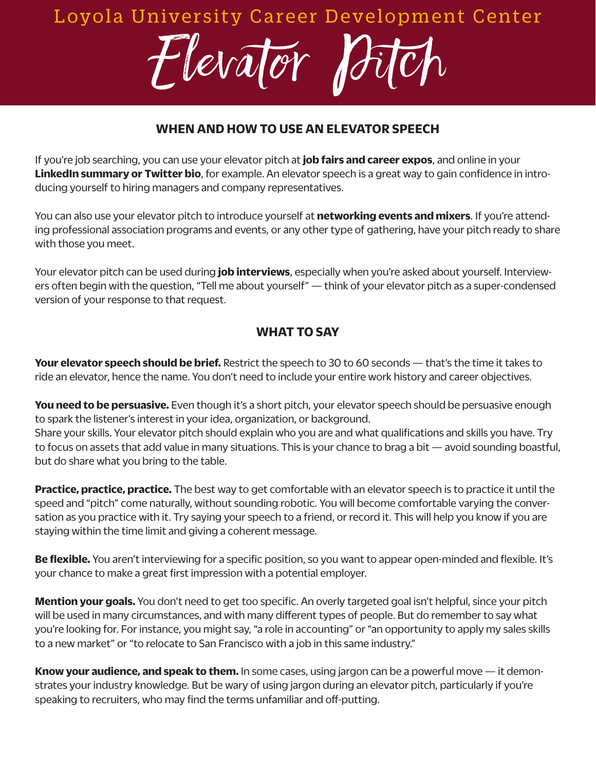Loyola University Career Development Center

# Elevator Pitch

## WHEN AND HOW TO USE AN ELEVATOR SPEECH

If you're job searching, you can use your elevator pitch at **job fairs and career expos**, and online in your **LinkedIn summary or Twitter bio**, for example. An elevator speech is a great way to gain confidence in introducing yourself to hiring managers and company representatives.

You can also use your elevator pitch to introduce yourself at **networking events and mixers**. If you're attending professional association programs and events, or any other type of gathering, have your pitch ready to share with those you meet.

Your elevator pitch can be used during **job interviews**, especially when you're asked about yourself. Interviewers often begin with the question, "Tell me about yourself" — think of your elevator pitch as a super-condensed version of your response to that request.

## WHAT TO SAY

**Your elevator speech should be brief.** Restrict the speech to 30 to 60 seconds — that's the time it takes to ride an elevator, hence the name. You don't need to include your entire work history and career objectives.

**You need to be persuasive.** Even though it's a short pitch, your elevator speech should be persuasive enough to spark the listener's interest in your idea, organization, or background.
Share your skills. Your elevator pitch should explain who you are and what qualifications and skills you have. Try to focus on assets that add value in many situations. This is your chance to brag a bit — avoid sounding boastful, but do share what you bring to the table.

**Practice, practice, practice.** The best way to get comfortable with an elevator speech is to practice it until the speed and "pitch" come naturally, without sounding robotic. You will become comfortable varying the conversation as you practice with it. Try saying your speech to a friend, or record it. This will help you know if you are staying within the time limit and giving a coherent message.

**Be flexible.** You aren't interviewing for a specific position, so you want to appear open-minded and flexible. It's your chance to make a great first impression with a potential employer.

**Mention your goals.** You don't need to get too specific. An overly targeted goal isn't helpful, since your pitch will be used in many circumstances, and with many different types of people. But do remember to say what you're looking for. For instance, you might say, "a role in accounting" or "an opportunity to apply my sales skills to a new market" or "to relocate to San Francisco with a job in this same industry."

**Know your audience, and speak to them.** In some cases, using jargon can be a powerful move — it demonstrates your industry knowledge. But be wary of using jargon during an elevator pitch, particularly if you're speaking to recruiters, who may find the terms unfamiliar and off-putting.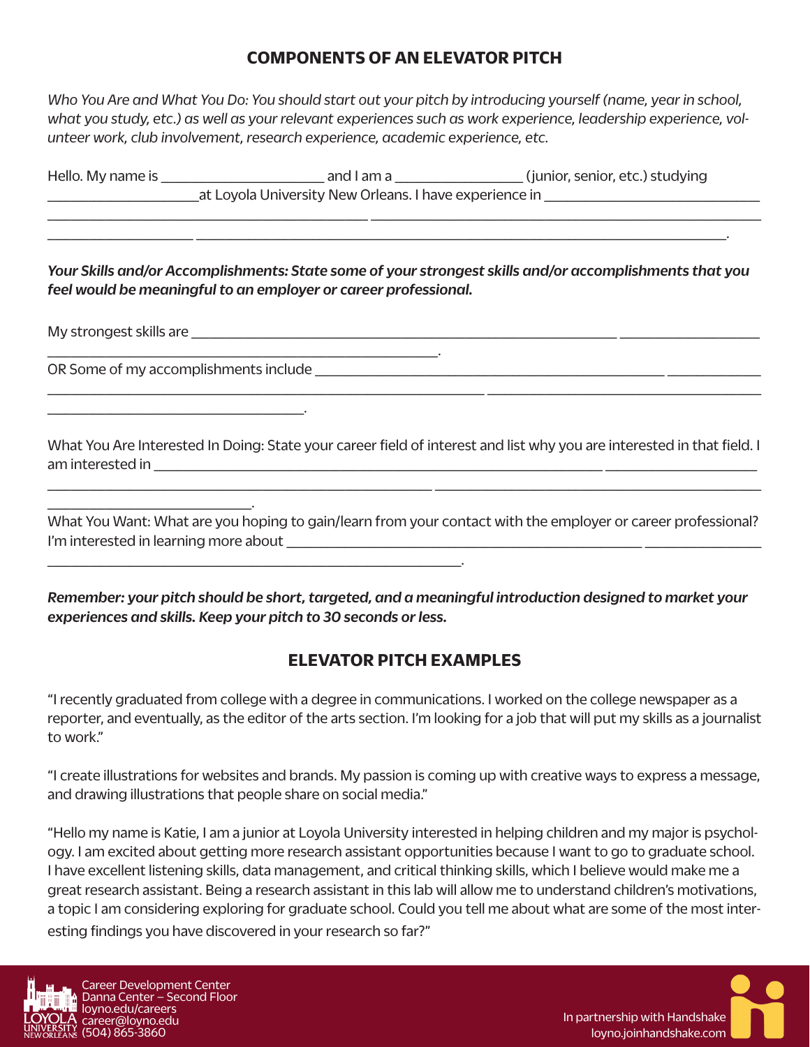## COMPONENTS OF AN ELEVATOR PITCH

*Who You Are and What You Do: You should start out your pitch by introducing yourself (name, year in school, what you study, etc.) as well as your relevant experiences such as work experience, leadership experience, volunteer work, club involvement, research experience, academic experience, etc.*

Hello. My name is ______________________ and I am a _________________ (junior, senior, etc.) studying ____________________at Loyola University New Orleans. I have experience in _____________________________ ___________________________________________ ___________________________________________________ ___________________ _______________________________________________________________________.

***Your Skills and/or Accomplishments: State some of your strongest skills and/or accomplishments that you feel would be meaningful to an employer or career professional.***

My strongest skills are ________________________________________________________ __________________ __________________________________________________.

OR Some of my accomplishments include ______________________________________________ ____________ __________________________________________________________ ______________________________________ ___________________________________.

What You Are Interested In Doing: State your career field of interest and list why you are interested in that field. I am interested in ____________________________________________________________ ___________________ ___________________________________________________ ___________________________________________ ___________________________.

What You Want: What are you hoping to gain/learn from your contact with the employer or career professional? I'm interested in learning more about _______________________________________________ _______________ _______________________________________________________.

***Remember: your pitch should be short, targeted, and a meaningful introduction designed to market your experiences and skills. Keep your pitch to 30 seconds or less.***

## ELEVATOR PITCH EXAMPLES

"I recently graduated from college with a degree in communications. I worked on the college newspaper as a reporter, and eventually, as the editor of the arts section. I'm looking for a job that will put my skills as a journalist to work."

"I create illustrations for websites and brands. My passion is coming up with creative ways to express a message, and drawing illustrations that people share on social media."

"Hello my name is Katie, I am a junior at Loyola University interested in helping children and my major is psychology. I am excited about getting more research assistant opportunities because I want to go to graduate school. I have excellent listening skills, data management, and critical thinking skills, which I believe would make me a great research assistant. Being a research assistant in this lab will allow me to understand children's motivations, a topic I am considering exploring for graduate school. Could you tell me about what are some of the most interesting findings you have discovered in your research so far?"

Career Development Center
Danna Center – Second Floor
loyno.edu/careers
career@loyno.edu
(504) 865-3860

In partnership with Handshake
loyno.joinhandshake.com